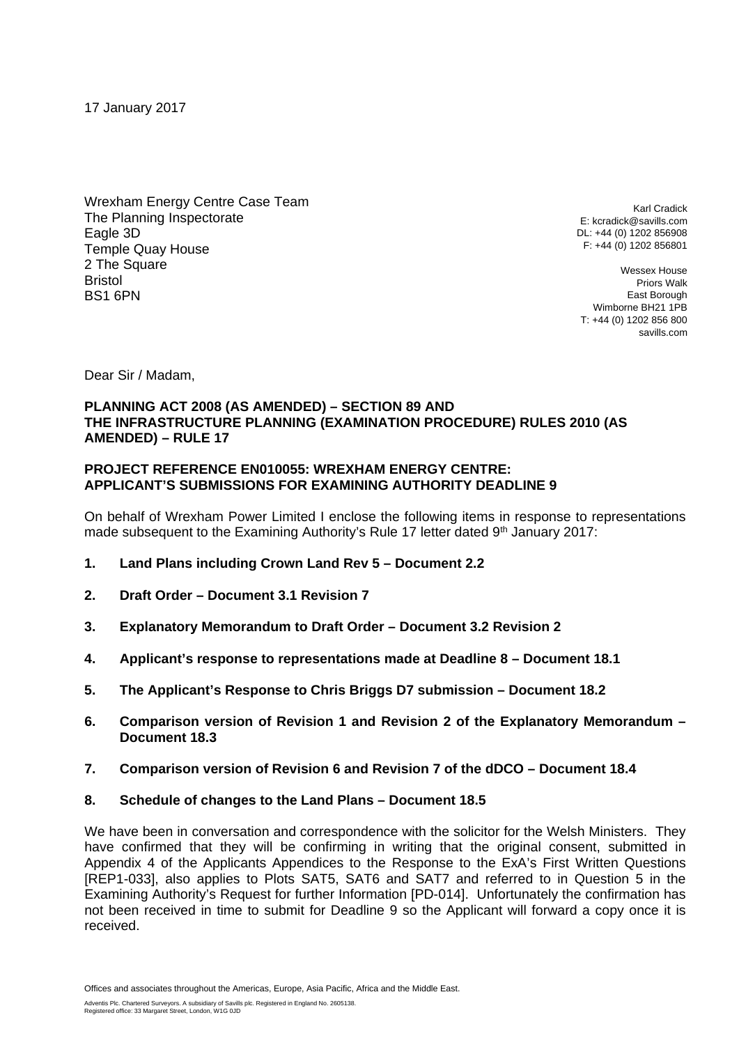17 January 2017

Wrexham Energy Centre Case Team
The Planning Inspectorate
Eagle 3D
Temple Quay House
2 The Square
Bristol
BS1 6PN

Karl Cradick
E: kcradick@savills.com
DL: +44 (0) 1202 856908
F: +44 (0) 1202 856801

Wessex House
Priors Walk
East Borough
Wimborne BH21 1PB
T: +44 (0) 1202 856 800
savills.com

Dear Sir / Madam,

**PLANNING ACT 2008 (AS AMENDED) – SECTION 89 AND THE INFRASTRUCTURE PLANNING (EXAMINATION PROCEDURE) RULES 2010 (AS AMENDED) – RULE 17**

**PROJECT REFERENCE EN010055: WREXHAM ENERGY CENTRE: APPLICANT'S SUBMISSIONS FOR EXAMINING AUTHORITY DEADLINE 9**

On behalf of Wrexham Power Limited I enclose the following items in response to representations made subsequent to the Examining Authority's Rule 17 letter dated 9th January 2017:

1. **Land Plans including Crown Land Rev 5 – Document 2.2**
2. **Draft Order – Document 3.1 Revision 7**
3. **Explanatory Memorandum to Draft Order – Document 3.2 Revision 2**
4. **Applicant's response to representations made at Deadline 8 – Document 18.1**
5. **The Applicant's Response to Chris Briggs D7 submission – Document 18.2**
6. **Comparison version of Revision 1 and Revision 2 of the Explanatory Memorandum – Document 18.3**
7. **Comparison version of Revision 6 and Revision 7 of the dDCO – Document 18.4**
8. **Schedule of changes to the Land Plans – Document 18.5**

We have been in conversation and correspondence with the solicitor for the Welsh Ministers. They have confirmed that they will be confirming in writing that the original consent, submitted in Appendix 4 of the Applicants Appendices to the Response to the ExA's First Written Questions [REP1-033], also applies to Plots SAT5, SAT6 and SAT7 and referred to in Question 5 in the Examining Authority's Request for further Information [PD-014]. Unfortunately the confirmation has not been received in time to submit for Deadline 9 so the Applicant will forward a copy once it is received.

Offices and associates throughout the Americas, Europe, Asia Pacific, Africa and the Middle East.

Adventis Plc. Chartered Surveyors. A subsidiary of Savills plc. Registered in England No. 2605138.
Registered office: 33 Margaret Street, London, W1G 0JD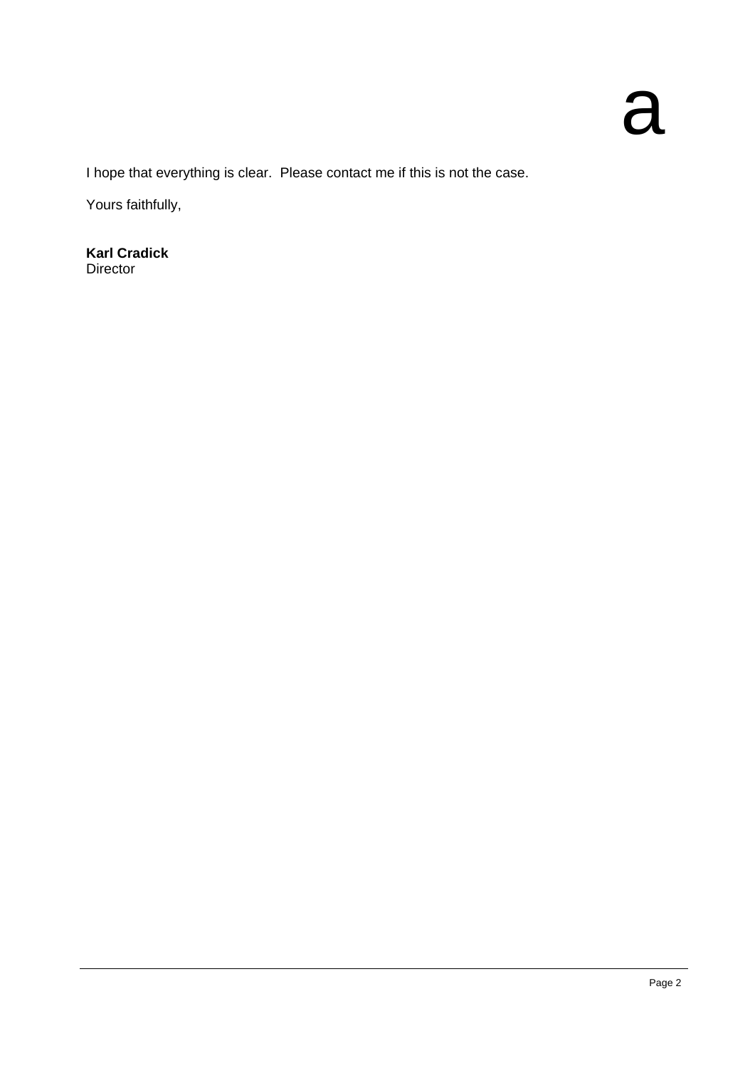I hope that everything is clear.  Please contact me if this is not the case.

Yours faithfully,

**Karl Cradick**
Director